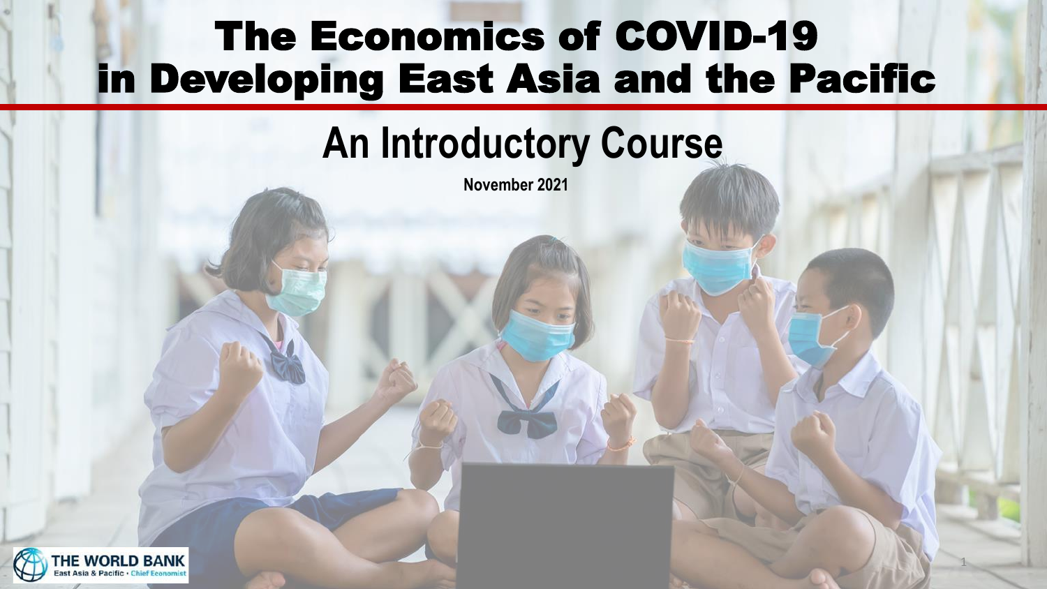# The Economics of COVID-19 in Developing East Asia and the Pacific

## An Introductory Course

**November 2021**

THE WORLD BANK
East Asia & Pacific • Chief Economist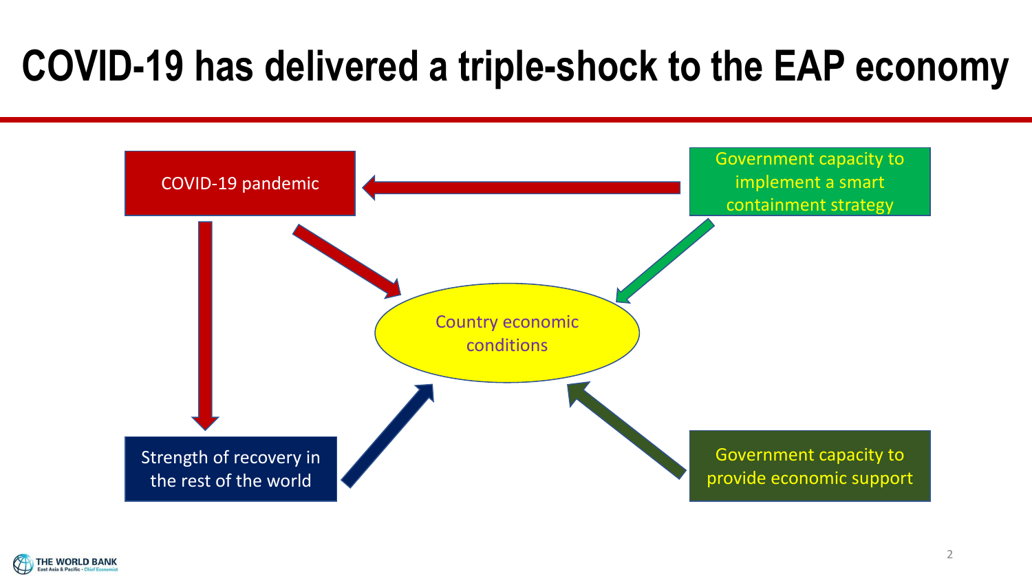# COVID-19 has delivered a triple-shock to the EAP economy

COVID-19 pandemic

Government capacity to implement a smart containment strategy

Country economic conditions

Strength of recovery in the rest of the world

Government capacity to provide economic support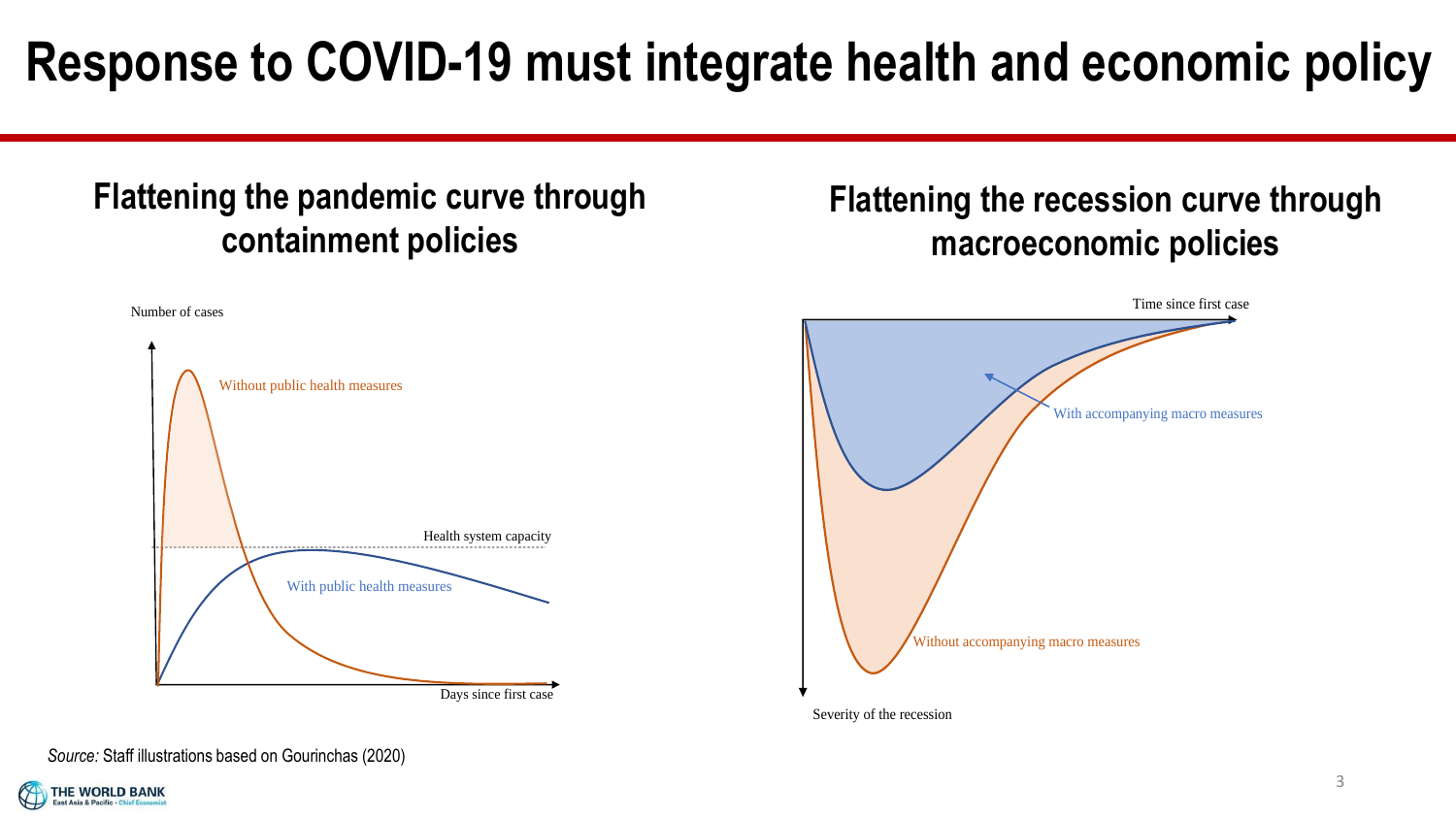# Response to COVID-19 must integrate health and economic policy

## Flattening the pandemic curve through containment policies

Number of cases

Without public health measures

Health system capacity

With public health measures

Days since first case

## Flattening the recession curve through macroeconomic policies

Time since first case

With accompanying macro measures

Without accompanying macro measures

Severity of the recession

*Source:* Staff illustrations based on Gourinchas (2020)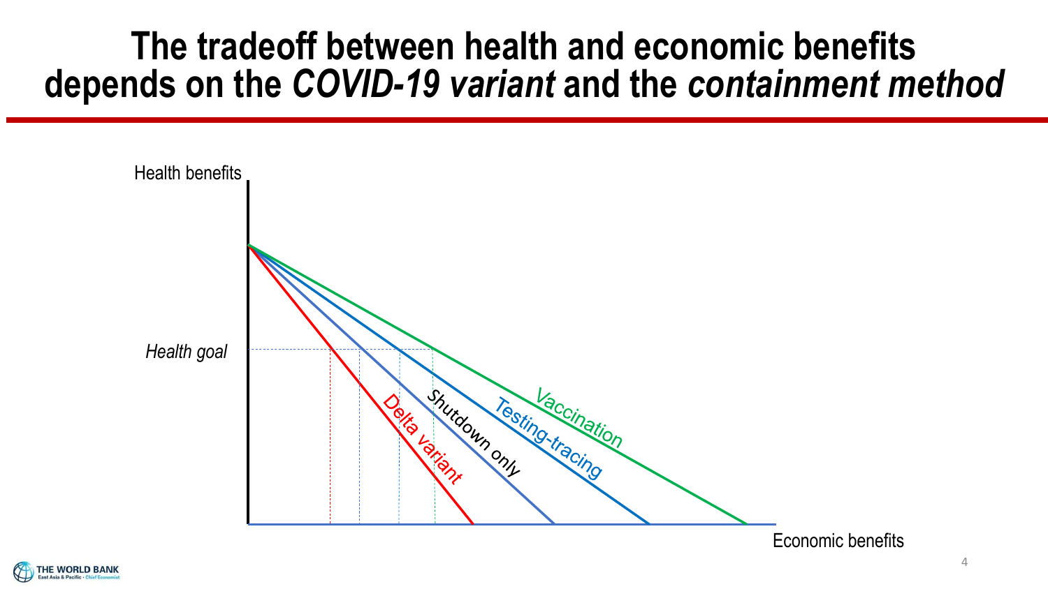# The tradeoff between health and economic benefits depends on the *COVID-19 variant* and the *containment method*

Health benefits

*Health goal*

Delta variant

Shutdown only

Testing-tracing

Vaccination

Economic benefits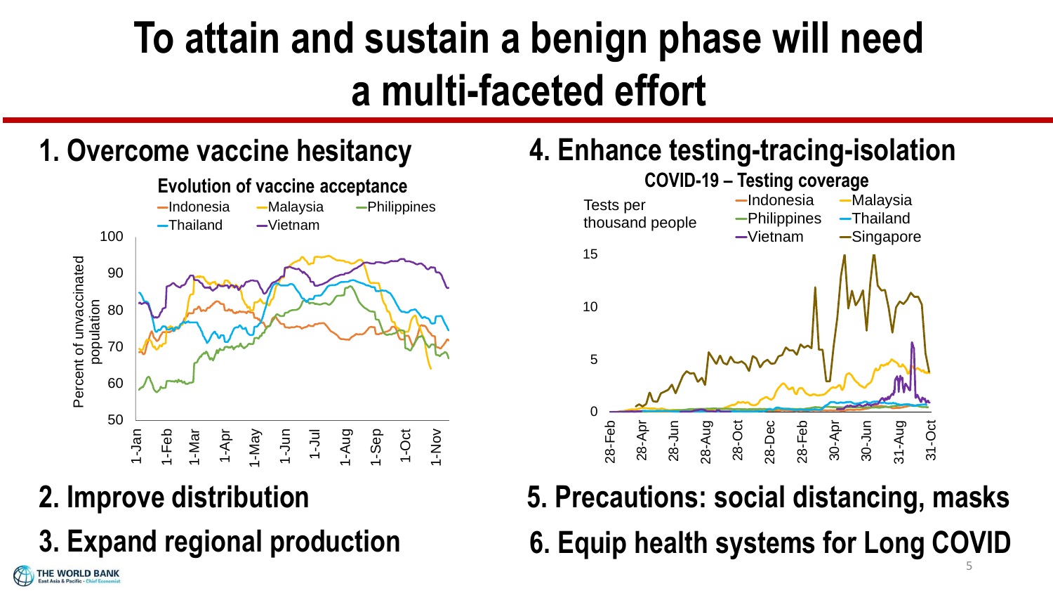# To attain and sustain a benign phase will need a multi-faceted effort

## 1. Overcome vaccine hesitancy

**Evolution of vaccine acceptance**

## 2. Improve distribution

## 3. Expand regional production

## 4. Enhance testing-tracing-isolation

**COVID-19 – Testing coverage**

## 5. Precautions: social distancing, masks

## 6. Equip health systems for Long COVID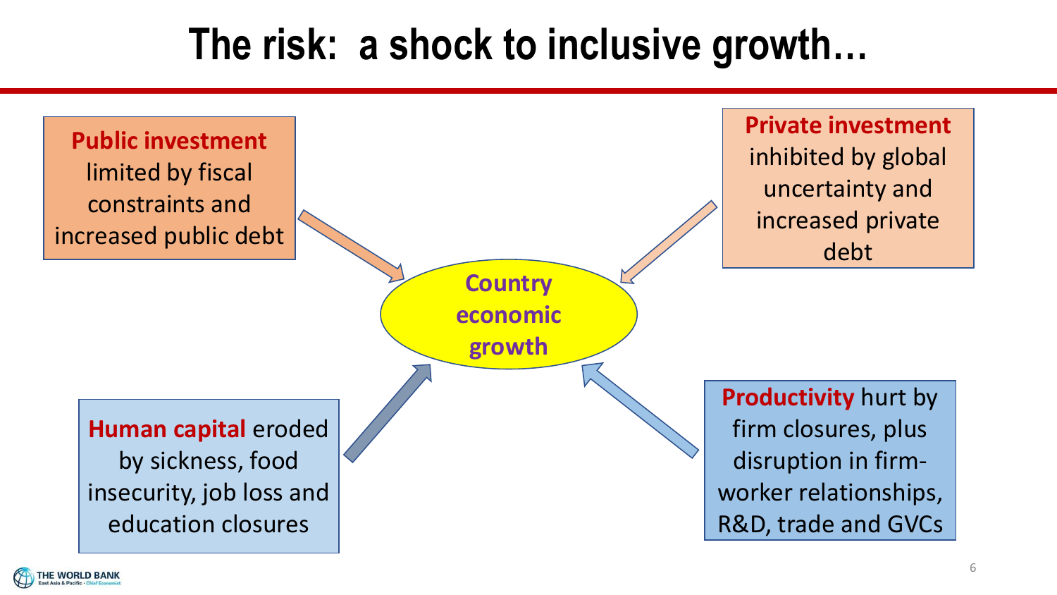# The risk: a shock to inclusive growth…

**Public investment** limited by fiscal constraints and increased public debt

**Private investment** inhibited by global uncertainty and increased private debt

**Country economic growth**

**Human capital** eroded by sickness, food insecurity, job loss and education closures

**Productivity** hurt by firm closures, plus disruption in firm-worker relationships, R&D, trade and GVCs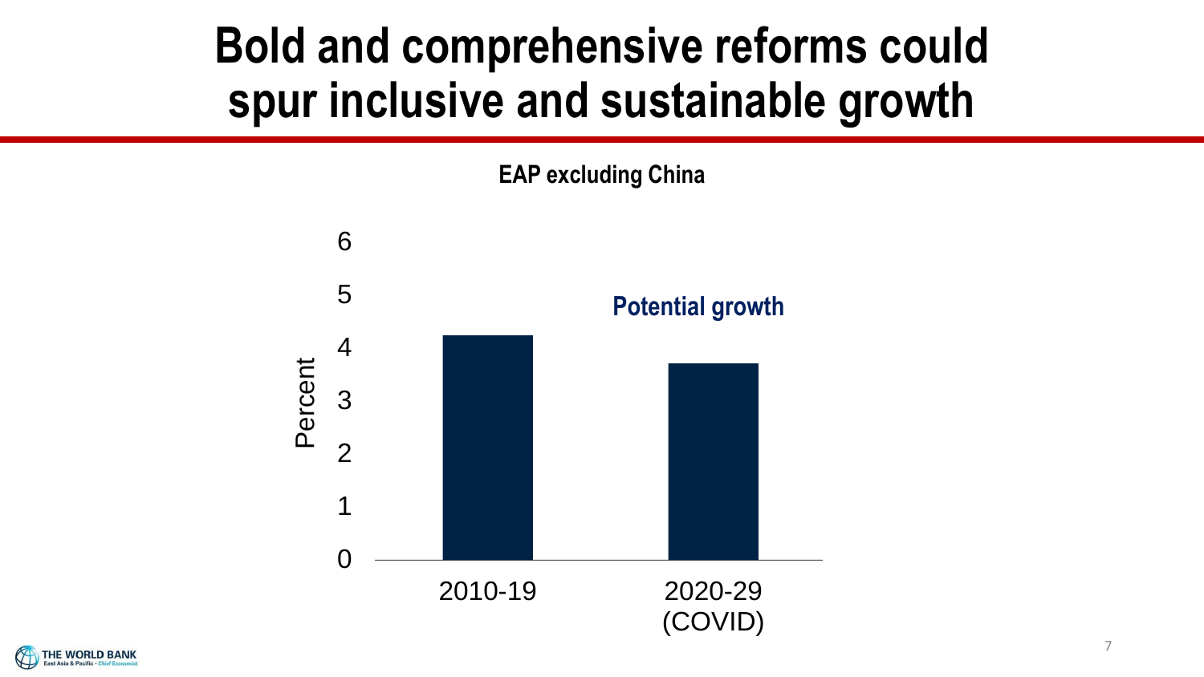# Bold and comprehensive reforms could spur inclusive and sustainable growth

**EAP excluding China**

**Potential growth**

Percent

6
5
4
3
2
1
0

2010-19

2020-29 (COVID)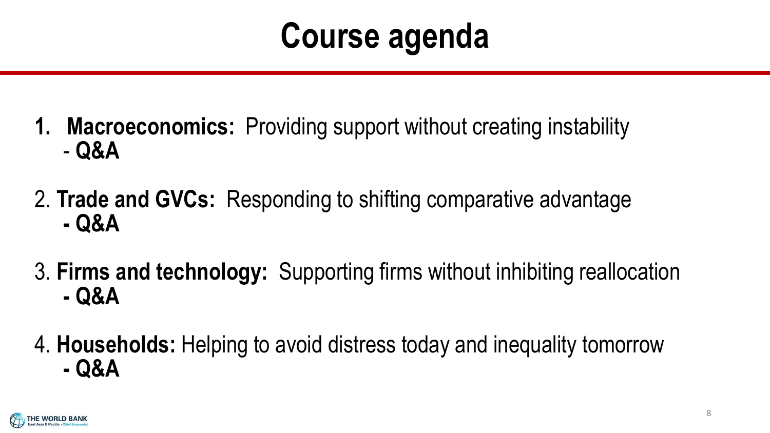# Course agenda

1. **Macroeconomics:** Providing support without creating instability
   - **Q&A**

2. **Trade and GVCs:** Responding to shifting comparative advantage
   - **Q&A**

3. **Firms and technology:** Supporting firms without inhibiting reallocation
   - **Q&A**

4. **Households:** Helping to avoid distress today and inequality tomorrow
   - **Q&A**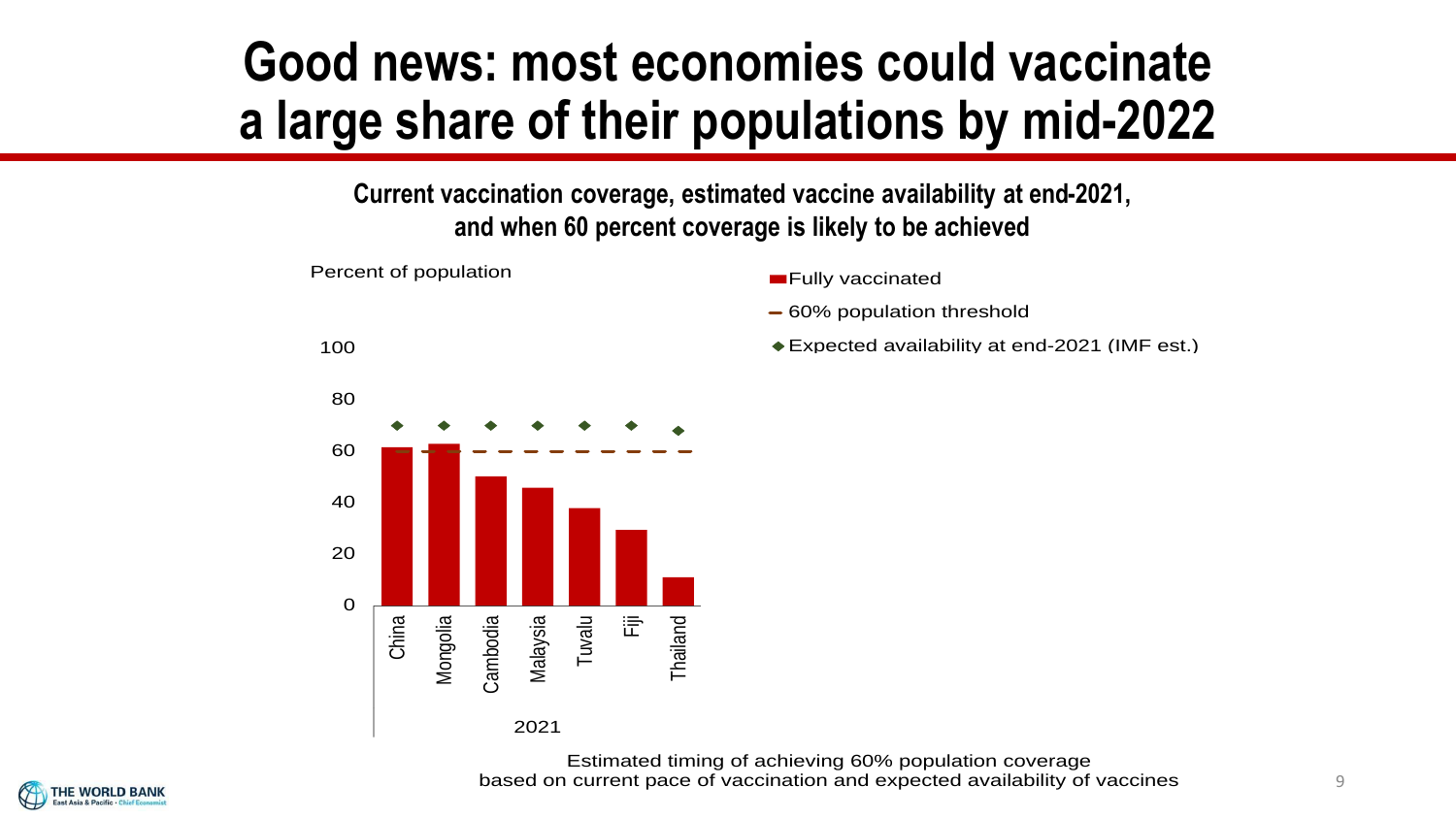# Good news: most economies could vaccinate a large share of their populations by mid-2022

**Current vaccination coverage, estimated vaccine availability at end-2021, and when 60 percent coverage is likely to be achieved**

Percent of population

- Fully vaccinated
- 60% population threshold
- Expected availability at end-2021 (IMF est.)

100
80
60
40
20
0

China, Mongolia, Cambodia, Malaysia, Tuvalu, Fiji, Thailand

2021

Estimated timing of achieving 60% population coverage based on current pace of vaccination and expected availability of vaccines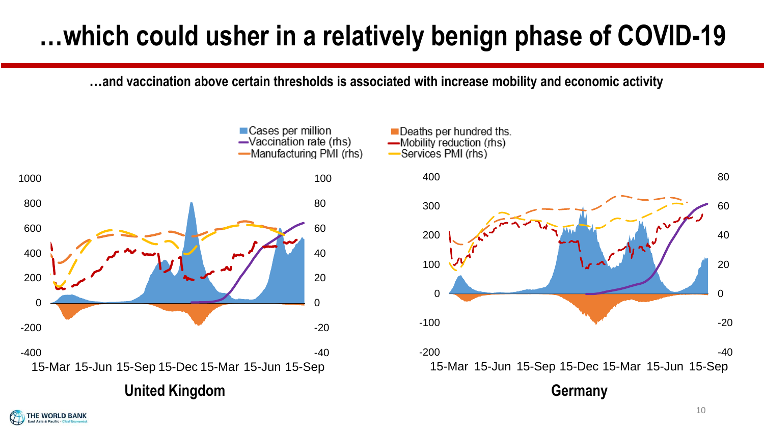# …which could usher in a relatively benign phase of COVID-19

**…and vaccination above certain thresholds is associated with increase mobility and economic activity**

Cases per million | Deaths per hundred ths. | Vaccination rate (rhs) | Mobility reduction (rhs) | Manufacturing PMI (rhs) | Services PMI (rhs)

**United Kingdom**

**Germany**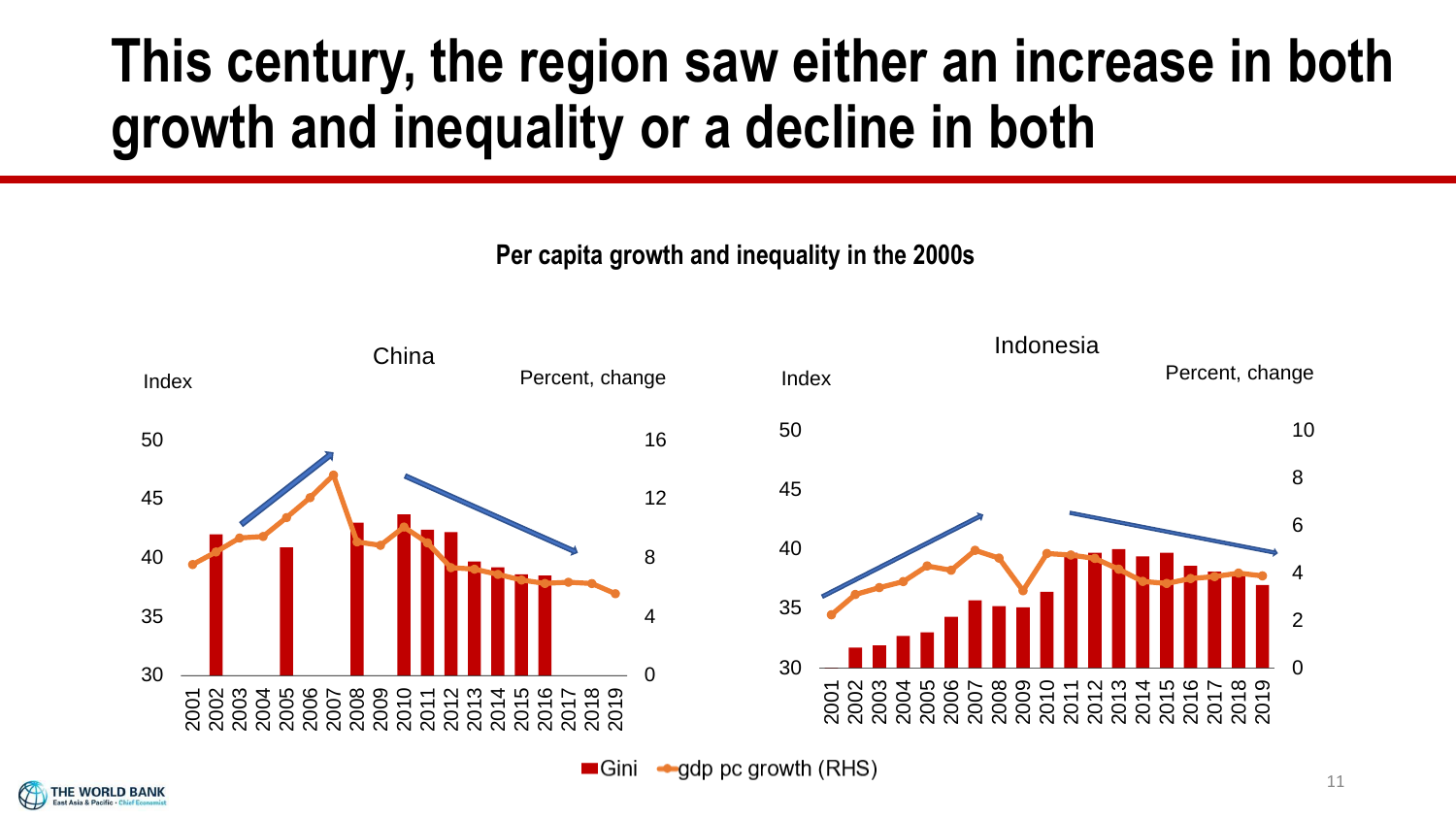# This century, the region saw either an increase in both growth and inequality or a decline in both

**Per capita growth and inequality in the 2000s**

China

Indonesia

Gini — gdp pc growth (RHS)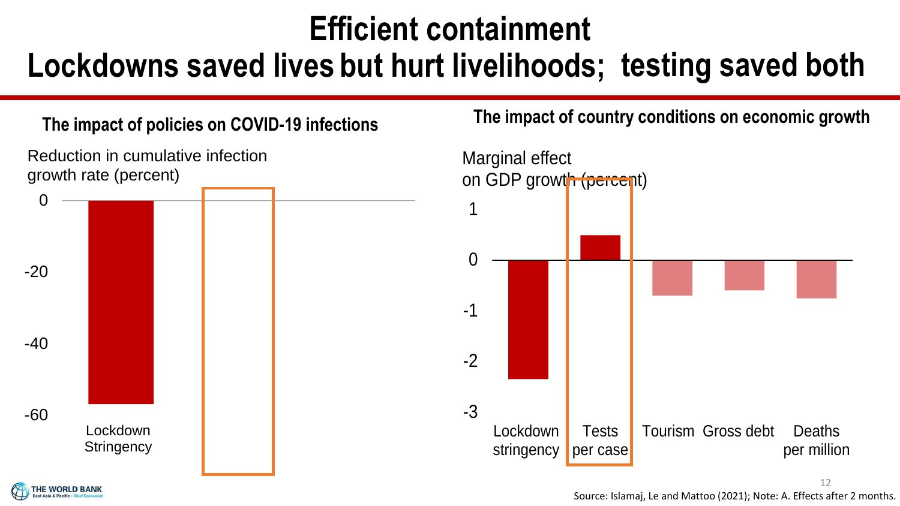# Efficient containment

## Lockdowns saved lives but hurt livelihoods; testing saved both

**The impact of policies on COVID-19 infections**

Reduction in cumulative infection growth rate (percent)

0

-20

-40

-60

Lockdown Stringency

**The impact of country conditions on economic growth**

Marginal effect on GDP growth (percent)

1

0

-1

-2

-3

Lockdown stringency | Tests per case | Tourism | Gross debt | Deaths per million

Source: Islamaj, Le and Mattoo (2021); Note: A. Effects after 2 months.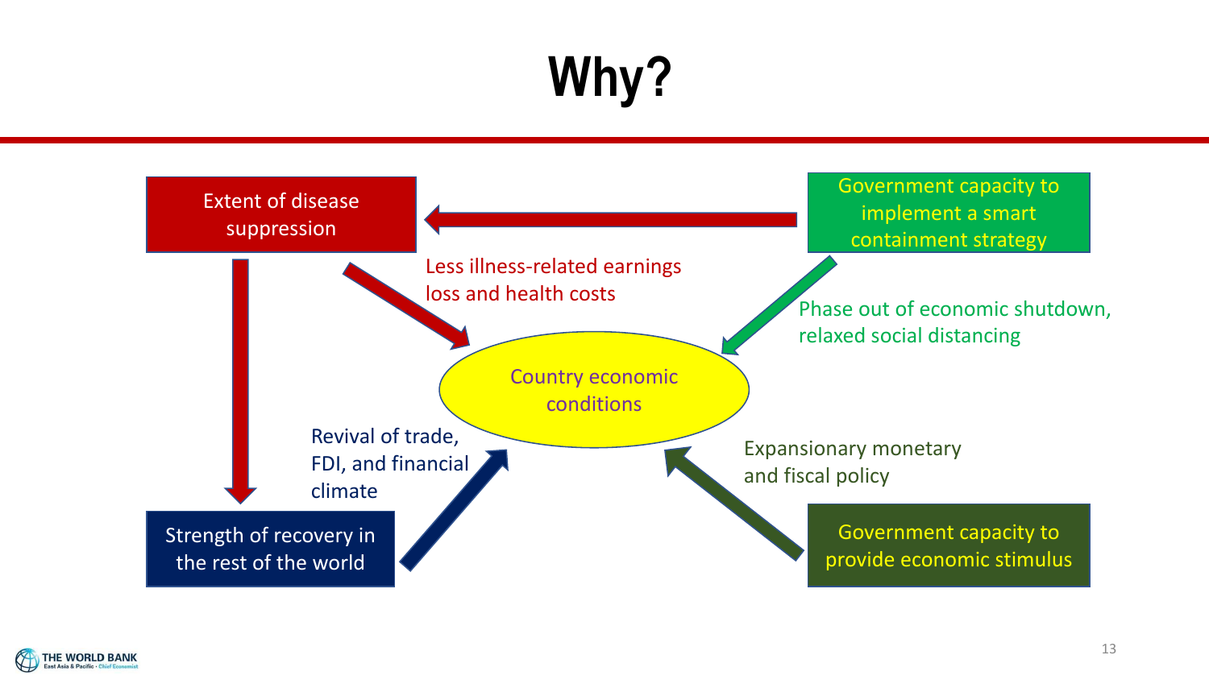# Why?

Extent of disease suppression

Government capacity to implement a smart containment strategy

Less illness-related earnings loss and health costs

Phase out of economic shutdown, relaxed social distancing

Country economic conditions

Revival of trade, FDI, and financial climate

Expansionary monetary and fiscal policy

Strength of recovery in the rest of the world

Government capacity to provide economic stimulus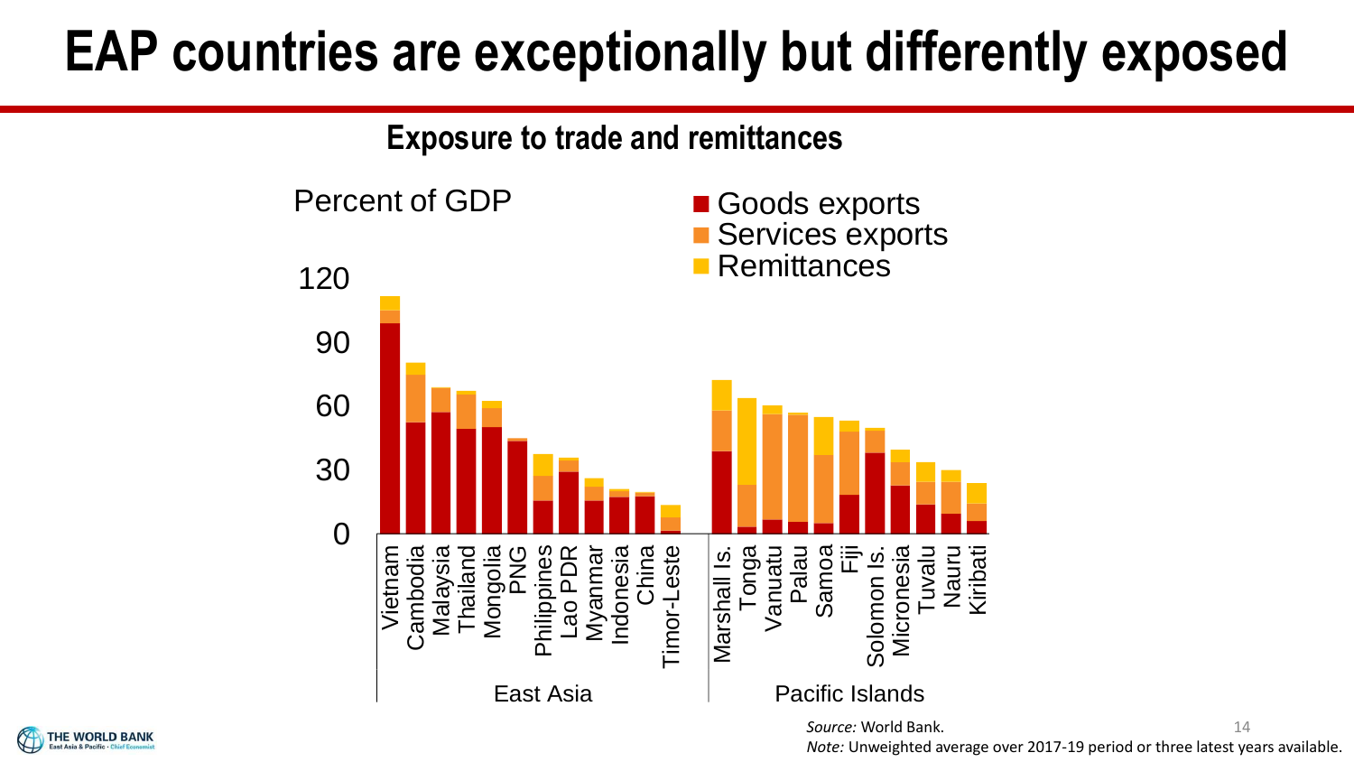# EAP countries are exceptionally but differently exposed

## Exposure to trade and remittances

Percent of GDP

- Goods exports
- Services exports
- Remittances

120

90

60

30

0

Vietnam, Cambodia, Malaysia, Thailand, Mongolia, PNG, Philippines, Lao PDR, Myanmar, Indonesia, China, Timor-Leste

East Asia

Marshall Is., Tonga, Vanuatu, Palau, Samoa, Fiji, Solomon Is., Micronesia, Tuvalu, Nauru, Kiribati

Pacific Islands

*Source:* World Bank.

*Note:* Unweighted average over 2017-19 period or three latest years available.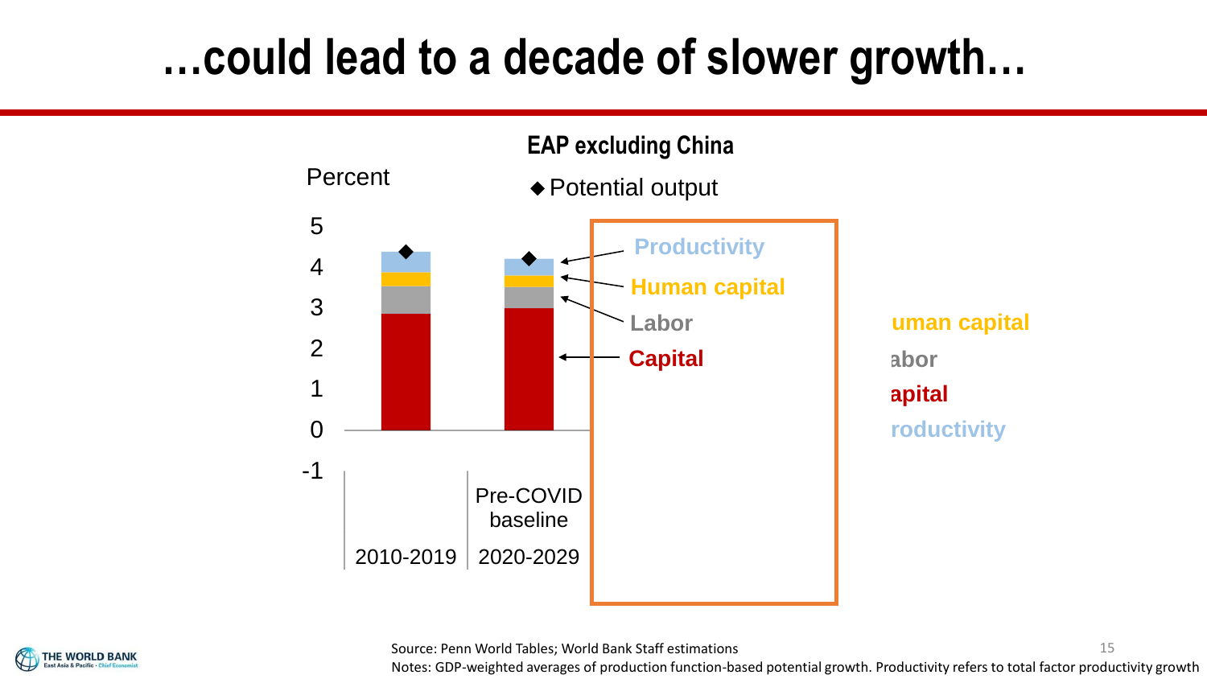# …could lead to a decade of slower growth…

**EAP excluding China**

Percent

◆ Potential output

5
4
3
2
1
0
-1

2010-2019

Pre-COVID baseline
2020-2029

Productivity
Human capital
Labor
Capital

uman capital
abor
apital
roductivity

Source: Penn World Tables; World Bank Staff estimations

Notes: GDP-weighted averages of production function-based potential growth. Productivity refers to total factor productivity growth